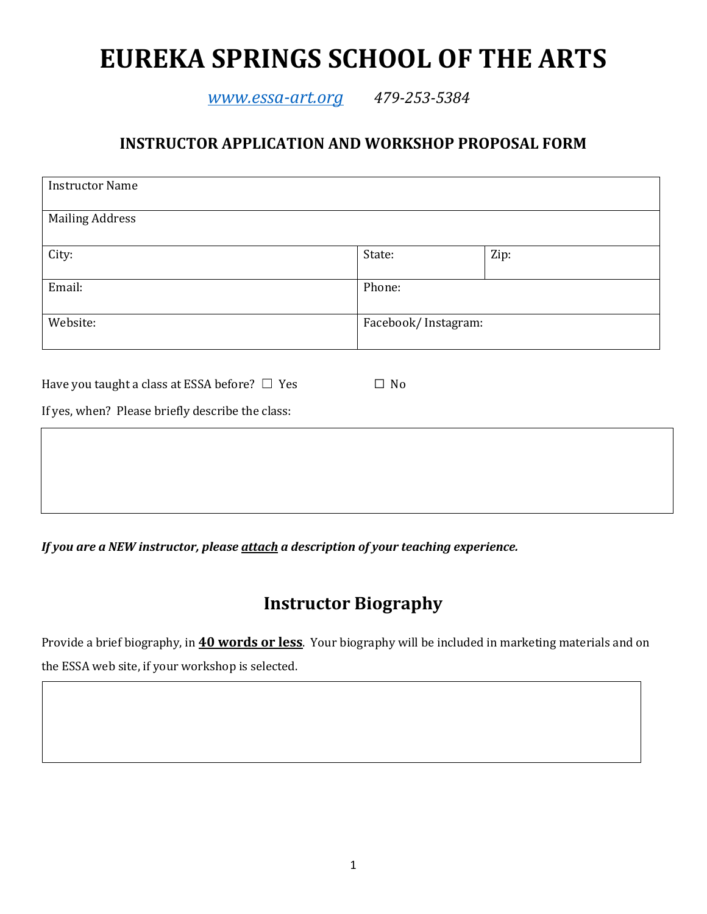# EUREKA SPRINGS SCHOOL OF THE ARTS

*www.essa-art.org* *479-253-5384*

## INSTRUCTOR APPLICATION AND WORKSHOP PROPOSAL FORM

| Instructor Name | | |
|---|---|---|
| Mailing Address | | |
| City: | State: | Zip: |
| Email: | Phone: | |
| Website: | Facebook/ Instagram: | |

Have you taught a class at ESSA before? ☐ Yes ☐ No

If yes, when? Please briefly describe the class:

***If you are a NEW instructor, please attach a description of your teaching experience.***

## Instructor Biography

Provide a brief biography, in **40 words or less**. Your biography will be included in marketing materials and on the ESSA web site, if your workshop is selected.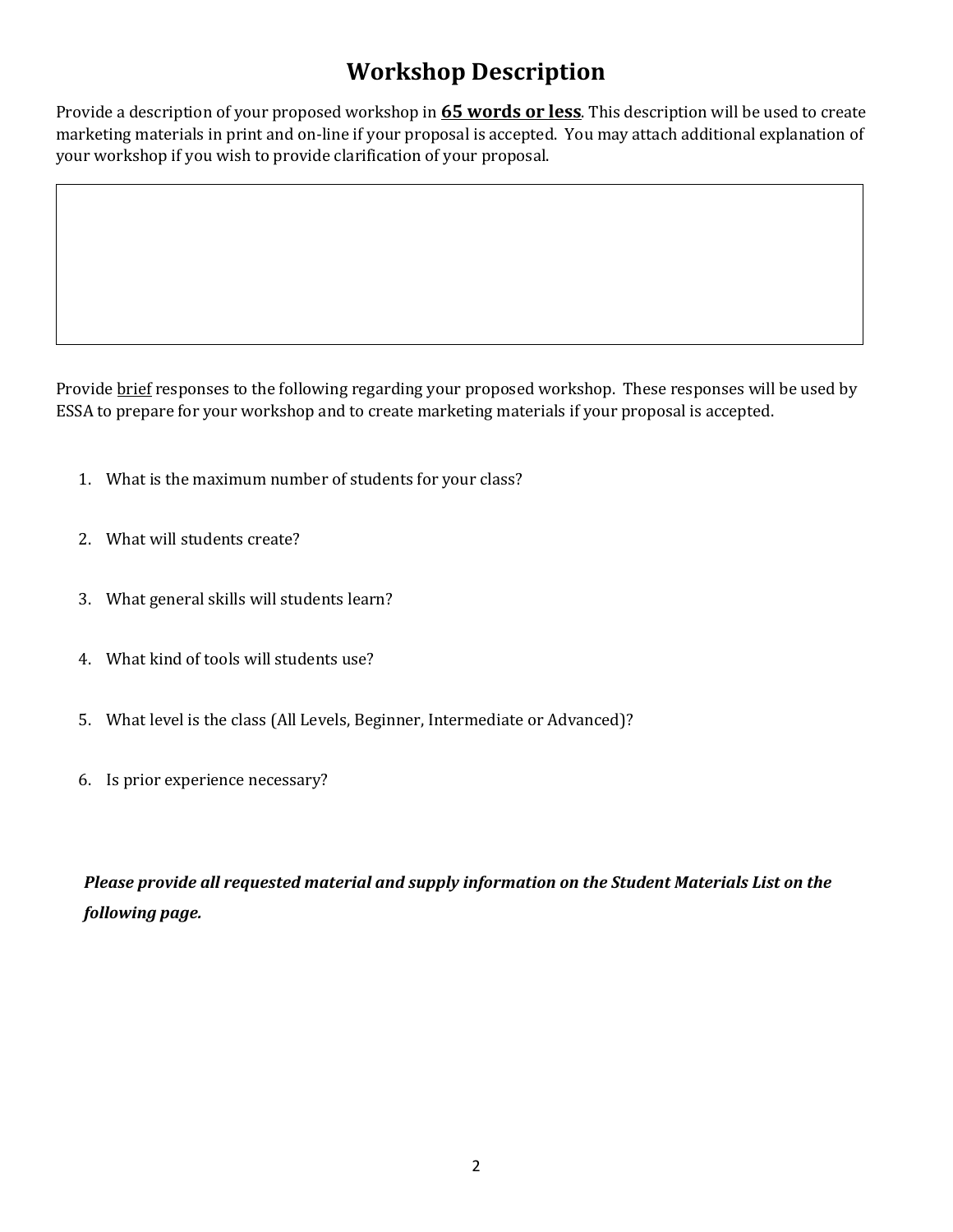# Workshop Description

Provide a description of your proposed workshop in **65 words or less**. This description will be used to create marketing materials in print and on-line if your proposal is accepted. You may attach additional explanation of your workshop if you wish to provide clarification of your proposal.

Provide brief responses to the following regarding your proposed workshop. These responses will be used by ESSA to prepare for your workshop and to create marketing materials if your proposal is accepted.

1. What is the maximum number of students for your class?
2. What will students create?
3. What general skills will students learn?
4. What kind of tools will students use?
5. What level is the class (All Levels, Beginner, Intermediate or Advanced)?
6. Is prior experience necessary?

***Please provide all requested material and supply information on the Student Materials List on the following page.***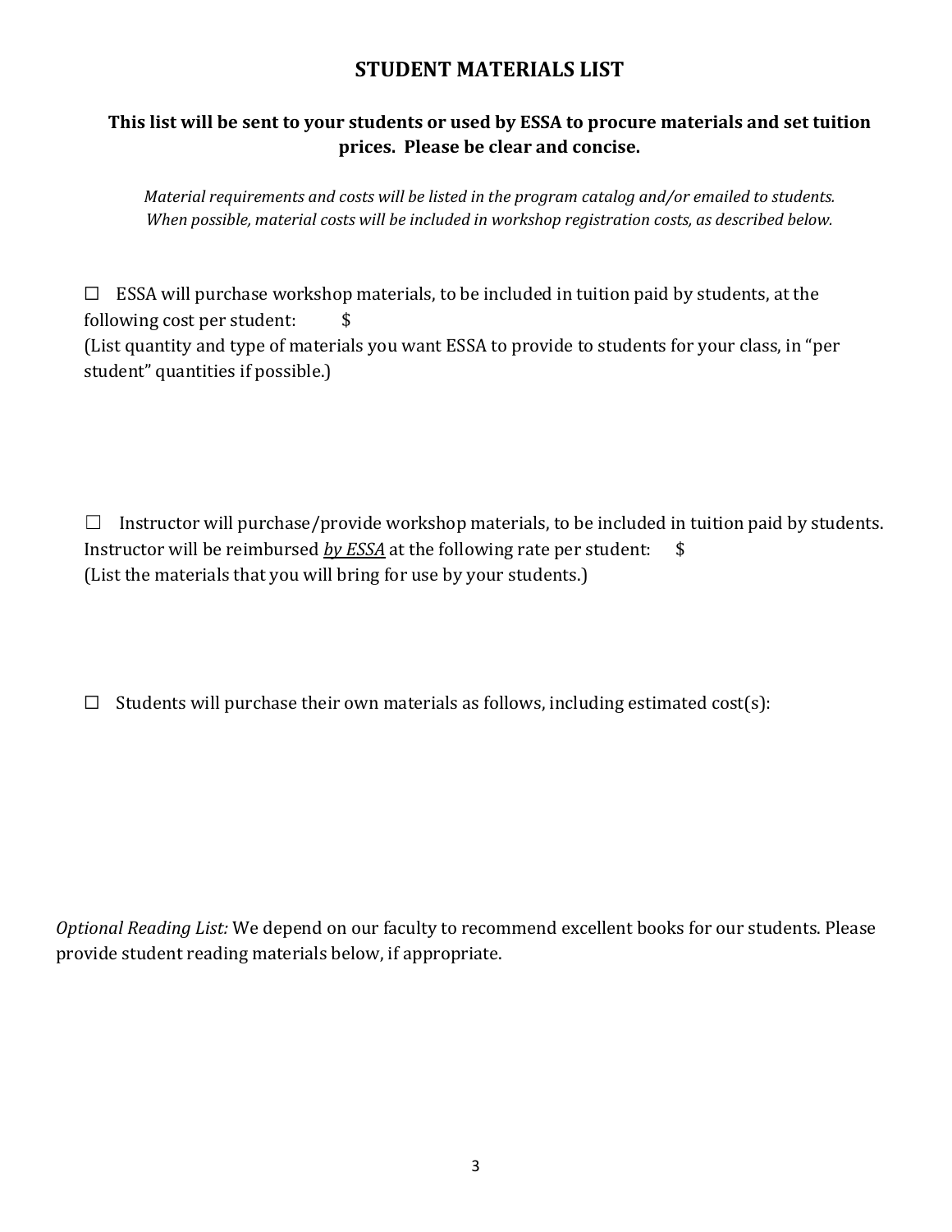# STUDENT MATERIALS LIST

**This list will be sent to your students or used by ESSA to procure materials and set tuition prices. Please be clear and concise.**

*Material requirements and costs will be listed in the program catalog and/or emailed to students. When possible, material costs will be included in workshop registration costs, as described below.*

☐ ESSA will purchase workshop materials, to be included in tuition paid by students, at the following cost per student: $
(List quantity and type of materials you want ESSA to provide to students for your class, in "per student" quantities if possible.)

☐ Instructor will purchase/provide workshop materials, to be included in tuition paid by students. Instructor will be reimbursed ***by ESSA*** at the following rate per student: $
(List the materials that you will bring for use by your students.)

☐ Students will purchase their own materials as follows, including estimated cost(s):

*Optional Reading List:* We depend on our faculty to recommend excellent books for our students. Please provide student reading materials below, if appropriate.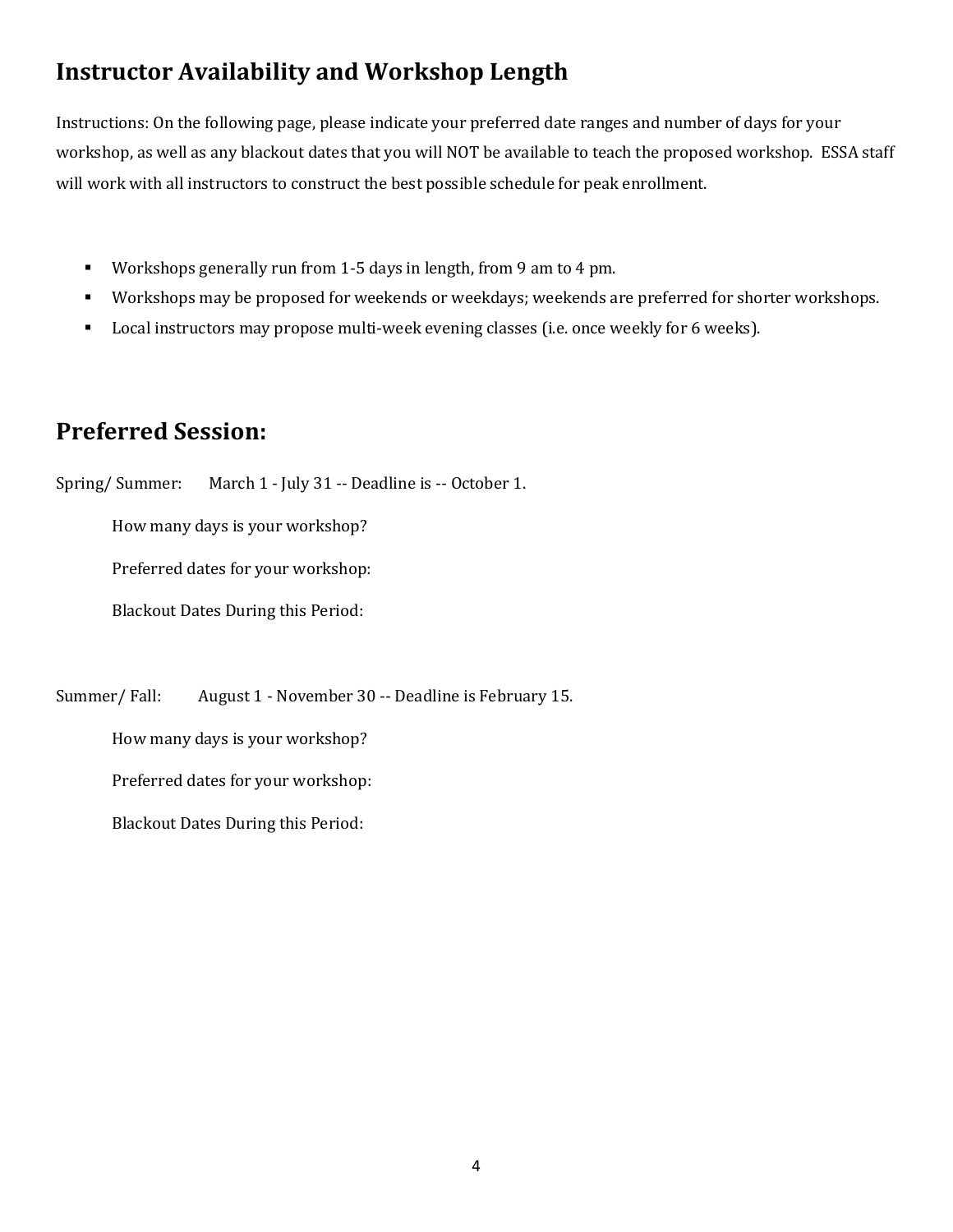## Instructor Availability and Workshop Length

Instructions: On the following page, please indicate your preferred date ranges and number of days for your workshop, as well as any blackout dates that you will NOT be available to teach the proposed workshop. ESSA staff will work with all instructors to construct the best possible schedule for peak enrollment.

- Workshops generally run from 1-5 days in length, from 9 am to 4 pm.
- Workshops may be proposed for weekends or weekdays; weekends are preferred for shorter workshops.
- Local instructors may propose multi-week evening classes (i.e. once weekly for 6 weeks).

## Preferred Session:

Spring/ Summer: March 1 - July 31 -- Deadline is -- October 1.

How many days is your workshop?

Preferred dates for your workshop:

Blackout Dates During this Period:

Summer/ Fall: August 1 - November 30 -- Deadline is February 15.

How many days is your workshop?

Preferred dates for your workshop:

Blackout Dates During this Period: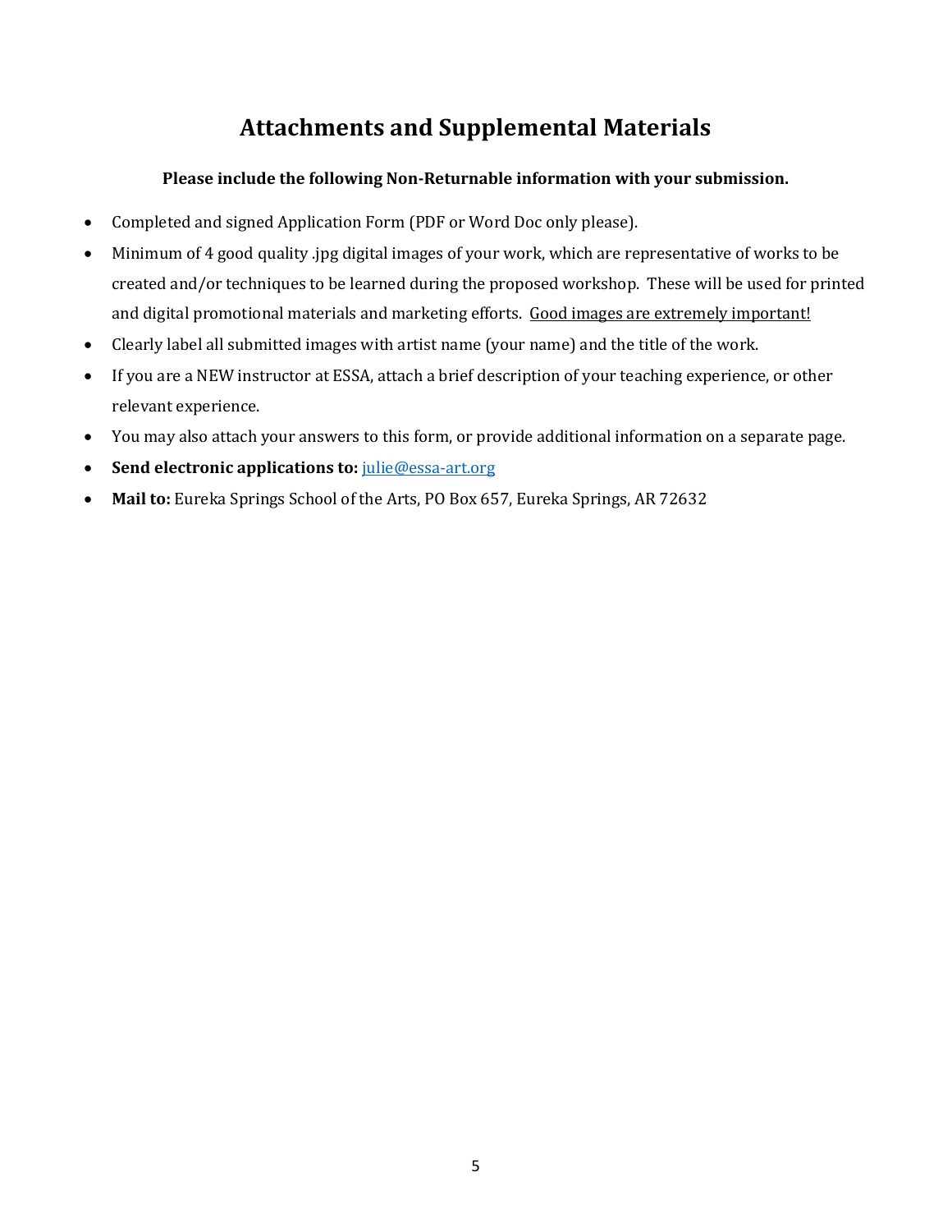# Attachments and Supplemental Materials

**Please include the following Non-Returnable information with your submission.**

- Completed and signed Application Form (PDF or Word Doc only please).
- Minimum of 4 good quality .jpg digital images of your work, which are representative of works to be created and/or techniques to be learned during the proposed workshop. These will be used for printed and digital promotional materials and marketing efforts. <u>Good images are extremely important!</u>
- Clearly label all submitted images with artist name (your name) and the title of the work.
- If you are a NEW instructor at ESSA, attach a brief description of your teaching experience, or other relevant experience.
- You may also attach your answers to this form, or provide additional information on a separate page.
- **Send electronic applications to:** julie@essa-art.org
- **Mail to:** Eureka Springs School of the Arts, PO Box 657, Eureka Springs, AR 72632